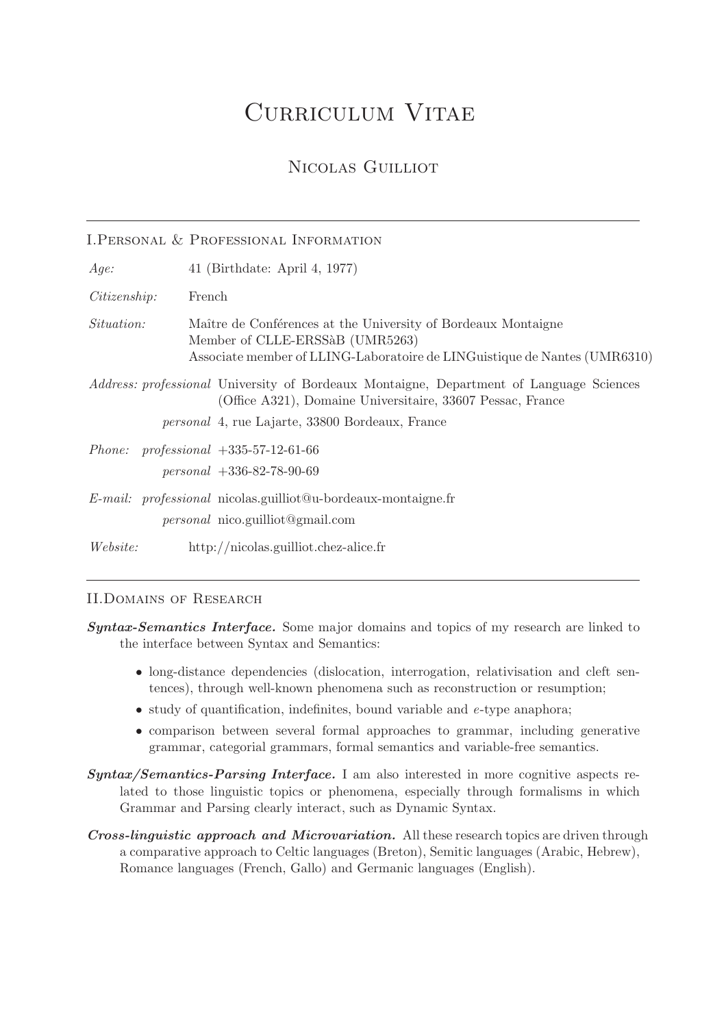# Curriculum Vitae

## Nicolas Guilliot

---

### I. Personal & Professional Information

*Age:* 41 (Birthdate: April 4, 1977)

*Citizenship:* French

*Situation:* Maître de Conférences at the University of Bordeaux Montaigne
Member of CLLE-ERSSàB (UMR5263)
Associate member of LLING-Laboratoire de LINGuistique de Nantes (UMR6310)

*Address: professional* University of Bordeaux Montaigne, Department of Language Sciences (Office A321), Domaine Universitaire, 33607 Pessac, France

*personal* 4, rue Lajarte, 33800 Bordeaux, France

*Phone: professional* +335-57-12-61-66

*personal* +336-82-78-90-69

*E-mail: professional* nicolas.guilliot@u-bordeaux-montaigne.fr

*personal* nico.guilliot@gmail.com

*Website:* http://nicolas.guilliot.chez-alice.fr

---

### II. Domains of Research

***Syntax-Semantics Interface.*** Some major domains and topics of my research are linked to the interface between Syntax and Semantics:

- long-distance dependencies (dislocation, interrogation, relativisation and cleft sentences), through well-known phenomena such as reconstruction or resumption;
- study of quantification, indefinites, bound variable and *e*-type anaphora;
- comparison between several formal approaches to grammar, including generative grammar, categorial grammars, formal semantics and variable-free semantics.

***Syntax/Semantics-Parsing Interface.*** I am also interested in more cognitive aspects related to those linguistic topics or phenomena, especially through formalisms in which Grammar and Parsing clearly interact, such as Dynamic Syntax.

***Cross-linguistic approach and Microvariation.*** All these research topics are driven through a comparative approach to Celtic languages (Breton), Semitic languages (Arabic, Hebrew), Romance languages (French, Gallo) and Germanic languages (English).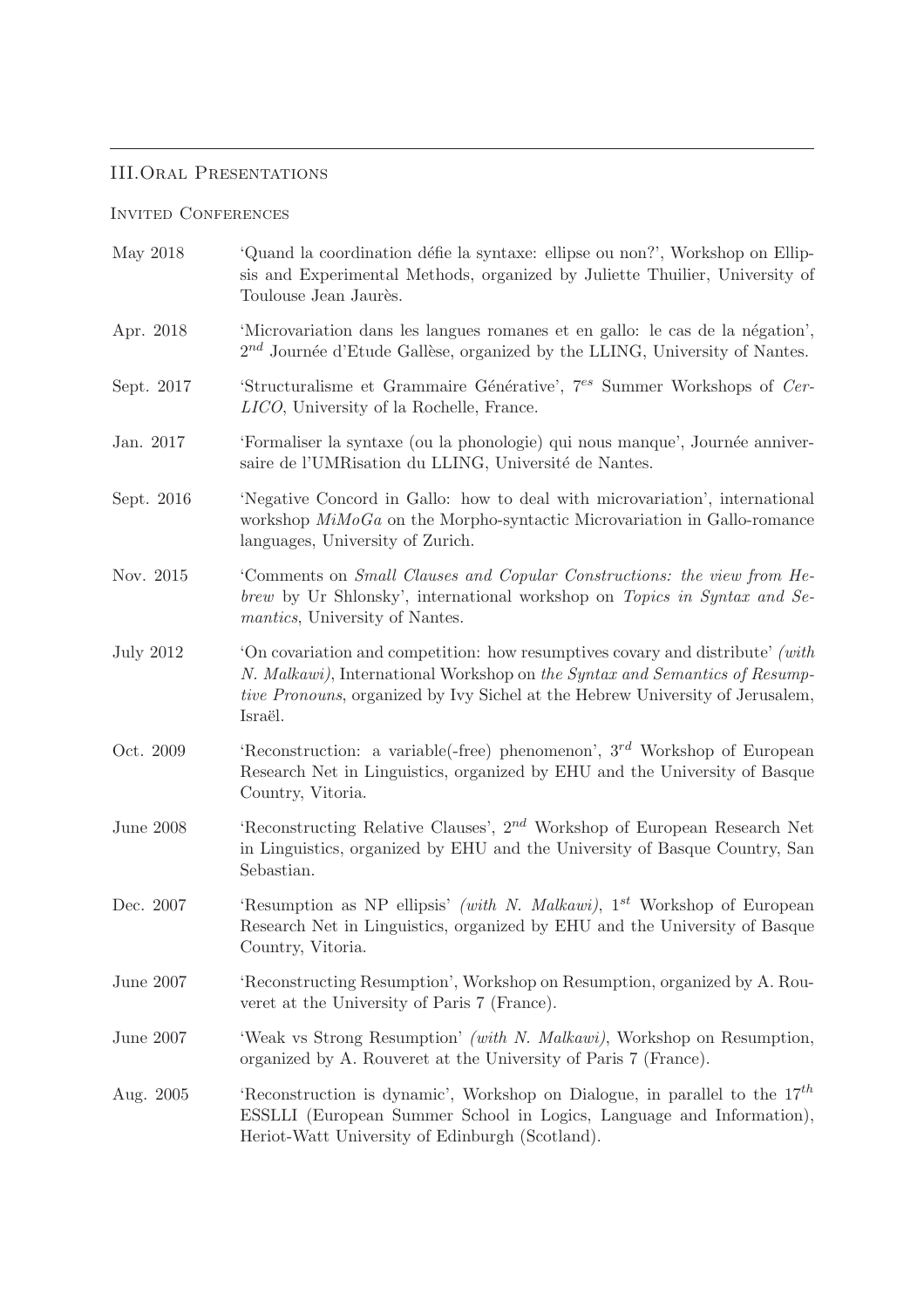## III. Oral Presentations

### Invited Conferences

May 2018 — 'Quand la coordination défie la syntaxe: ellipse ou non?', Workshop on Ellipsis and Experimental Methods, organized by Juliette Thuilier, University of Toulouse Jean Jaurès.

Apr. 2018 — 'Microvariation dans les langues romanes et en gallo: le cas de la négation', $2^{nd}$ Journée d'Etude Gallèse, organized by the LLING, University of Nantes.

Sept. 2017 — 'Structuralisme et Grammaire Générative', $7^{es}$ Summer Workshops of *CerLICO*, University of la Rochelle, France.

Jan. 2017 — 'Formaliser la syntaxe (ou la phonologie) qui nous manque', Journée anniversaire de l'UMRisation du LLING, Université de Nantes.

Sept. 2016 — 'Negative Concord in Gallo: how to deal with microvariation', international workshop *MiMoGa* on the Morpho-syntactic Microvariation in Gallo-romance languages, University of Zurich.

Nov. 2015 — 'Comments on *Small Clauses and Copular Constructions: the view from Hebrew* by Ur Shlonsky', international workshop on *Topics in Syntax and Semantics*, University of Nantes.

July 2012 — 'On covariation and competition: how resumptives covary and distribute' *(with N. Malkawi)*, International Workshop on *the Syntax and Semantics of Resumptive Pronouns*, organized by Ivy Sichel at the Hebrew University of Jerusalem, Israël.

Oct. 2009 — 'Reconstruction: a variable(-free) phenomenon', $3^{rd}$ Workshop of European Research Net in Linguistics, organized by EHU and the University of Basque Country, Vitoria.

June 2008 — 'Reconstructing Relative Clauses', $2^{nd}$ Workshop of European Research Net in Linguistics, organized by EHU and the University of Basque Country, San Sebastian.

Dec. 2007 — 'Resumption as NP ellipsis' *(with N. Malkawi)*, $1^{st}$ Workshop of European Research Net in Linguistics, organized by EHU and the University of Basque Country, Vitoria.

June 2007 — 'Reconstructing Resumption', Workshop on Resumption, organized by A. Rouveret at the University of Paris 7 (France).

June 2007 — 'Weak vs Strong Resumption' *(with N. Malkawi)*, Workshop on Resumption, organized by A. Rouveret at the University of Paris 7 (France).

Aug. 2005 — 'Reconstruction is dynamic', Workshop on Dialogue, in parallel to the $17^{th}$ ESSLLI (European Summer School in Logics, Language and Information), Heriot-Watt University of Edinburgh (Scotland).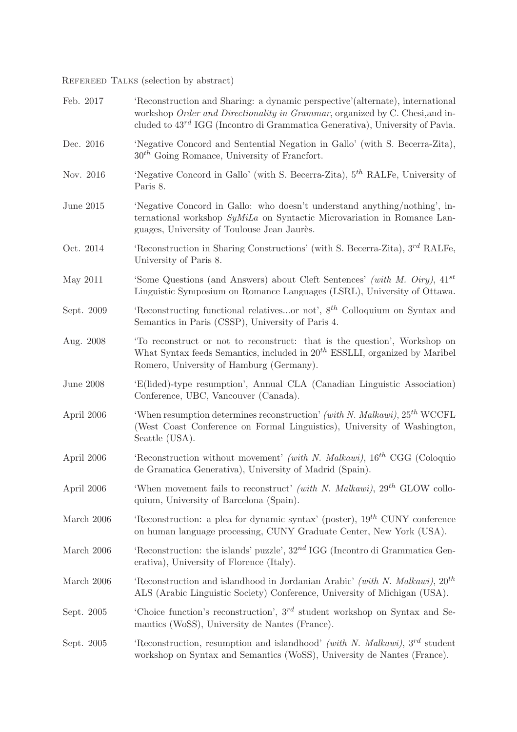Refereed Talks (selection by abstract)

Feb. 2017 — 'Reconstruction and Sharing: a dynamic perspective'(alternate), international workshop *Order and Directionality in Grammar*, organized by C. Chesi,and included to 43rd IGG (Incontro di Grammatica Generativa), University of Pavia.

Dec. 2016 — 'Negative Concord and Sentential Negation in Gallo' (with S. Becerra-Zita), 30th Going Romance, University of Francfort.

Nov. 2016 — 'Negative Concord in Gallo' (with S. Becerra-Zita), 5th RALFe, University of Paris 8.

June 2015 — 'Negative Concord in Gallo: who doesn't understand anything/nothing', international workshop *SyMiLa* on Syntactic Microvariation in Romance Languages, University of Toulouse Jean Jaurès.

Oct. 2014 — 'Reconstruction in Sharing Constructions' (with S. Becerra-Zita), 3rd RALFe, University of Paris 8.

May 2011 — 'Some Questions (and Answers) about Cleft Sentences' *(with M. Oiry)*, 41st Linguistic Symposium on Romance Languages (LSRL), University of Ottawa.

Sept. 2009 — 'Reconstructing functional relatives...or not', 8th Colloquium on Syntax and Semantics in Paris (CSSP), University of Paris 4.

Aug. 2008 — 'To reconstruct or not to reconstruct: that is the question', Workshop on What Syntax feeds Semantics, included in 20th ESSLLI, organized by Maribel Romero, University of Hamburg (Germany).

June 2008 — 'E(lided)-type resumption', Annual CLA (Canadian Linguistic Association) Conference, UBC, Vancouver (Canada).

April 2006 — 'When resumption determines reconstruction' *(with N. Malkawi)*, 25th WCCFL (West Coast Conference on Formal Linguistics), University of Washington, Seattle (USA).

April 2006 — 'Reconstruction without movement' *(with N. Malkawi)*, 16th CGG (Coloquio de Gramatica Generativa), University of Madrid (Spain).

April 2006 — 'When movement fails to reconstruct' *(with N. Malkawi)*, 29th GLOW colloquium, University of Barcelona (Spain).

March 2006 — 'Reconstruction: a plea for dynamic syntax' (poster), 19th CUNY conference on human language processing, CUNY Graduate Center, New York (USA).

March 2006 — 'Reconstruction: the islands' puzzle', 32nd IGG (Incontro di Grammatica Generativa), University of Florence (Italy).

March 2006 — 'Reconstruction and islandhood in Jordanian Arabic' *(with N. Malkawi)*, 20th ALS (Arabic Linguistic Society) Conference, University of Michigan (USA).

Sept. 2005 — 'Choice function's reconstruction', 3rd student workshop on Syntax and Semantics (WoSS), University de Nantes (France).

Sept. 2005 — 'Reconstruction, resumption and islandhood' *(with N. Malkawi)*, 3rd student workshop on Syntax and Semantics (WoSS), University de Nantes (France).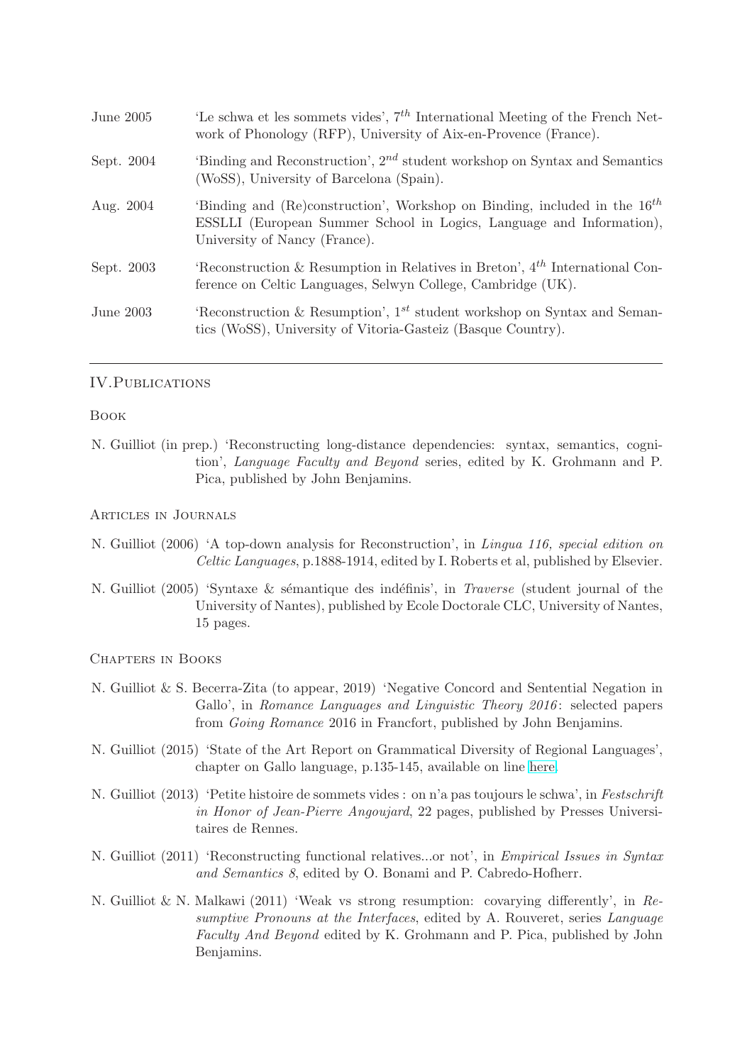| | |
|---|---|
| June 2005 | 'Le schwa et les sommets vides', $7^{th}$ International Meeting of the French Network of Phonology (RFP), University of Aix-en-Provence (France). |
| Sept. 2004 | 'Binding and Reconstruction', $2^{nd}$ student workshop on Syntax and Semantics (WoSS), University of Barcelona (Spain). |
| Aug. 2004 | 'Binding and (Re)construction', Workshop on Binding, included in the $16^{th}$ ESSLLI (European Summer School in Logics, Language and Information), University of Nancy (France). |
| Sept. 2003 | 'Reconstruction & Resumption in Relatives in Breton', $4^{th}$ International Conference on Celtic Languages, Selwyn College, Cambridge (UK). |
| June 2003 | 'Reconstruction & Resumption', $1^{st}$ student workshop on Syntax and Semantics (WoSS), University of Vitoria-Gasteiz (Basque Country). |

---

## IV. Publications

### Book

N. Guilliot (in prep.) 'Reconstructing long-distance dependencies: syntax, semantics, cognition', *Language Faculty and Beyond* series, edited by K. Grohmann and P. Pica, published by John Benjamins.

### Articles in Journals

N. Guilliot (2006) 'A top-down analysis for Reconstruction', in *Lingua 116, special edition on Celtic Languages*, p.1888-1914, edited by I. Roberts et al, published by Elsevier.

N. Guilliot (2005) 'Syntaxe & sémantique des indéfinis', in *Traverse* (student journal of the University of Nantes), published by Ecole Doctorale CLC, University of Nantes, 15 pages.

### Chapters in Books

N. Guilliot & S. Becerra-Zita (to appear, 2019) 'Negative Concord and Sentential Negation in Gallo', in *Romance Languages and Linguistic Theory 2016*: selected papers from *Going Romance* 2016 in Francfort, published by John Benjamins.

N. Guilliot (2015) 'State of the Art Report on Grammatical Diversity of Regional Languages', chapter on Gallo language, p.135-145, available on line here.

N. Guilliot (2013) 'Petite histoire de sommets vides : on n'a pas toujours le schwa', in *Festschrift in Honor of Jean-Pierre Angoujard*, 22 pages, published by Presses Universitaires de Rennes.

N. Guilliot (2011) 'Reconstructing functional relatives...or not', in *Empirical Issues in Syntax and Semantics 8*, edited by O. Bonami and P. Cabredo-Hofherr.

N. Guilliot & N. Malkawi (2011) 'Weak vs strong resumption: covarying differently', in *Resumptive Pronouns at the Interfaces*, edited by A. Rouveret, series *Language Faculty And Beyond* edited by K. Grohmann and P. Pica, published by John Benjamins.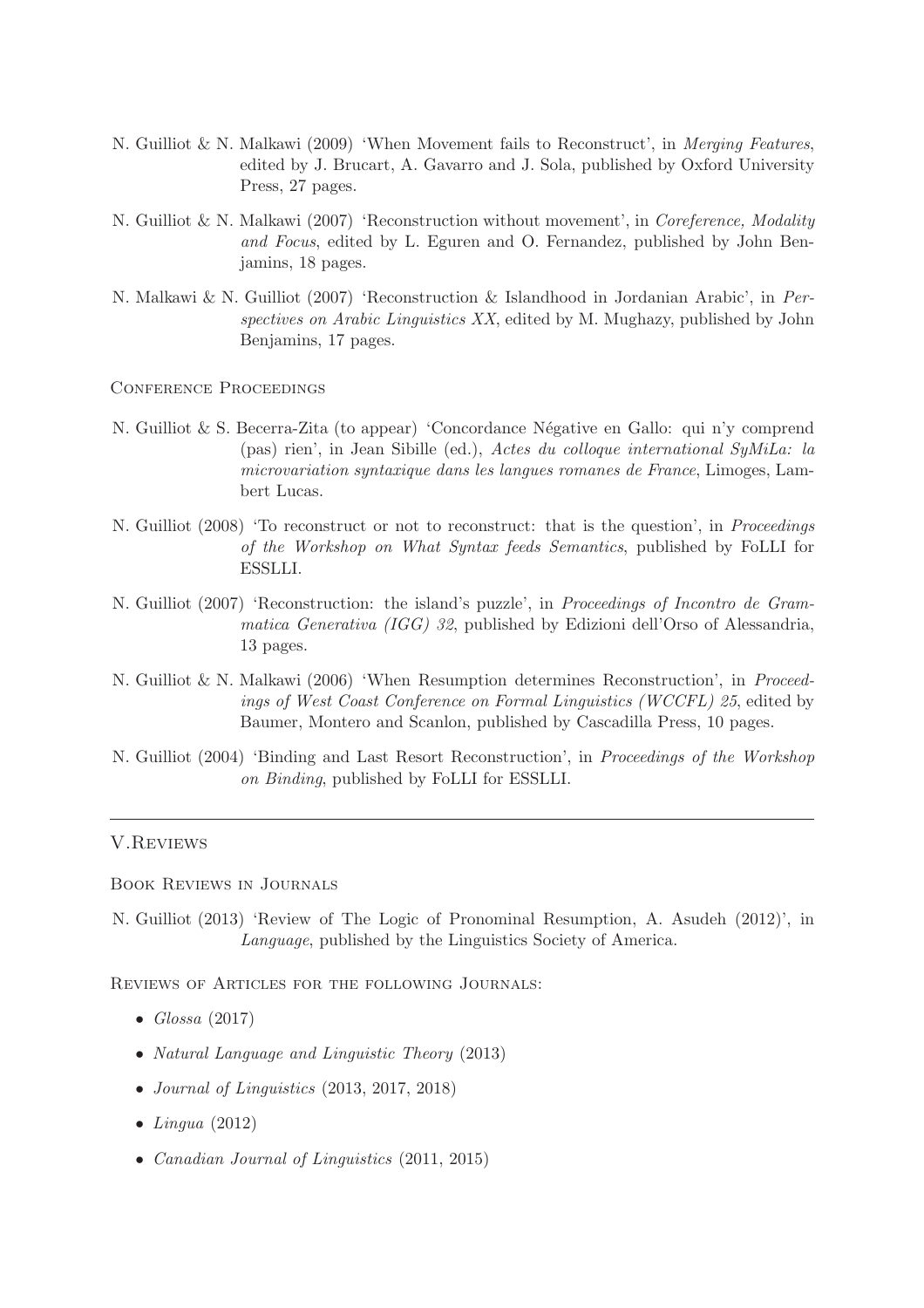N. Guilliot & N. Malkawi (2009) 'When Movement fails to Reconstruct', in *Merging Features*, edited by J. Brucart, A. Gavarro and J. Sola, published by Oxford University Press, 27 pages.

N. Guilliot & N. Malkawi (2007) 'Reconstruction without movement', in *Coreference, Modality and Focus*, edited by L. Eguren and O. Fernandez, published by John Benjamins, 18 pages.

N. Malkawi & N. Guilliot (2007) 'Reconstruction & Islandhood in Jordanian Arabic', in *Perspectives on Arabic Linguistics XX*, edited by M. Mughazy, published by John Benjamins, 17 pages.

### Conference Proceedings

N. Guilliot & S. Becerra-Zita (to appear) 'Concordance Négative en Gallo: qui n'y comprend (pas) rien', in Jean Sibille (ed.), *Actes du colloque international SyMiLa: la microvariation syntaxique dans les langues romanes de France*, Limoges, Lambert Lucas.

N. Guilliot (2008) 'To reconstruct or not to reconstruct: that is the question', in *Proceedings of the Workshop on What Syntax feeds Semantics*, published by FoLLI for ESSLLI.

N. Guilliot (2007) 'Reconstruction: the island's puzzle', in *Proceedings of Incontro de Grammatica Generativa (IGG) 32*, published by Edizioni dell'Orso of Alessandria, 13 pages.

N. Guilliot & N. Malkawi (2006) 'When Resumption determines Reconstruction', in *Proceedings of West Coast Conference on Formal Linguistics (WCCFL) 25*, edited by Baumer, Montero and Scanlon, published by Cascadilla Press, 10 pages.

N. Guilliot (2004) 'Binding and Last Resort Reconstruction', in *Proceedings of the Workshop on Binding*, published by FoLLI for ESSLLI.

---

## V.Reviews

### Book Reviews in Journals

N. Guilliot (2013) 'Review of The Logic of Pronominal Resumption, A. Asudeh (2012)', in *Language*, published by the Linguistics Society of America.

### Reviews of Articles for the following Journals:

- *Glossa* (2017)
- *Natural Language and Linguistic Theory* (2013)
- *Journal of Linguistics* (2013, 2017, 2018)
- *Lingua* (2012)
- *Canadian Journal of Linguistics* (2011, 2015)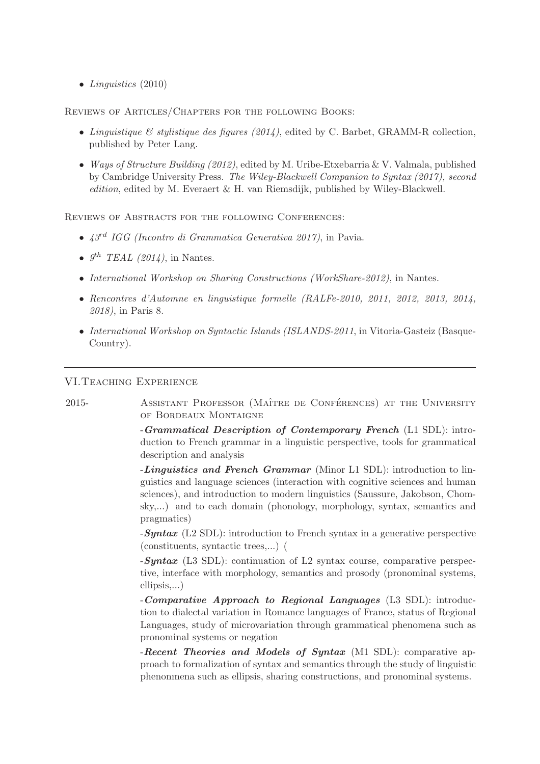- *Linguistics* (2010)

Reviews of Articles/Chapters for the following Books:

- *Linguistique & stylistique des figures (2014)*, edited by C. Barbet, GRAMM-R collection, published by Peter Lang.
- *Ways of Structure Building (2012)*, edited by M. Uribe-Etxebarria & V. Valmala, published by Cambridge University Press. *The Wiley-Blackwell Companion to Syntax (2017), second edition*, edited by M. Everaert & H. van Riemsdijk, published by Wiley-Blackwell.

Reviews of Abstracts for the following Conferences:

- *43rd IGG (Incontro di Grammatica Generativa 2017)*, in Pavia.
- *9th TEAL (2014)*, in Nantes.
- *International Workshop on Sharing Constructions (WorkShare-2012)*, in Nantes.
- *Rencontres d'Automne en linguistique formelle (RALFe-2010, 2011, 2012, 2013, 2014, 2018)*, in Paris 8.
- *International Workshop on Syntactic Islands (ISLANDS-2011*, in Vitoria-Gasteiz (Basque-Country).

---

## VI.Teaching Experience

2015- Assistant Professor (Maître de Conférences) at the University of Bordeaux Montaigne

-***Grammatical Description of Contemporary French*** (L1 SDL): introduction to French grammar in a linguistic perspective, tools for grammatical description and analysis

-***Linguistics and French Grammar*** (Minor L1 SDL): introduction to linguistics and language sciences (interaction with cognitive sciences and human sciences), and introduction to modern linguistics (Saussure, Jakobson, Chomsky,...) and to each domain (phonology, morphology, syntax, semantics and pragmatics)

-***Syntax*** (L2 SDL): introduction to French syntax in a generative perspective (constituents, syntactic trees,...) (

-***Syntax*** (L3 SDL): continuation of L2 syntax course, comparative perspective, interface with morphology, semantics and prosody (pronominal systems, ellipsis,...)

-***Comparative Approach to Regional Languages*** (L3 SDL): introduction to dialectal variation in Romance languages of France, status of Regional Languages, study of microvariation through grammatical phenomena such as pronominal systems or negation

-***Recent Theories and Models of Syntax*** (M1 SDL): comparative approach to formalization of syntax and semantics through the study of linguistic phenonmena such as ellipsis, sharing constructions, and pronominal systems.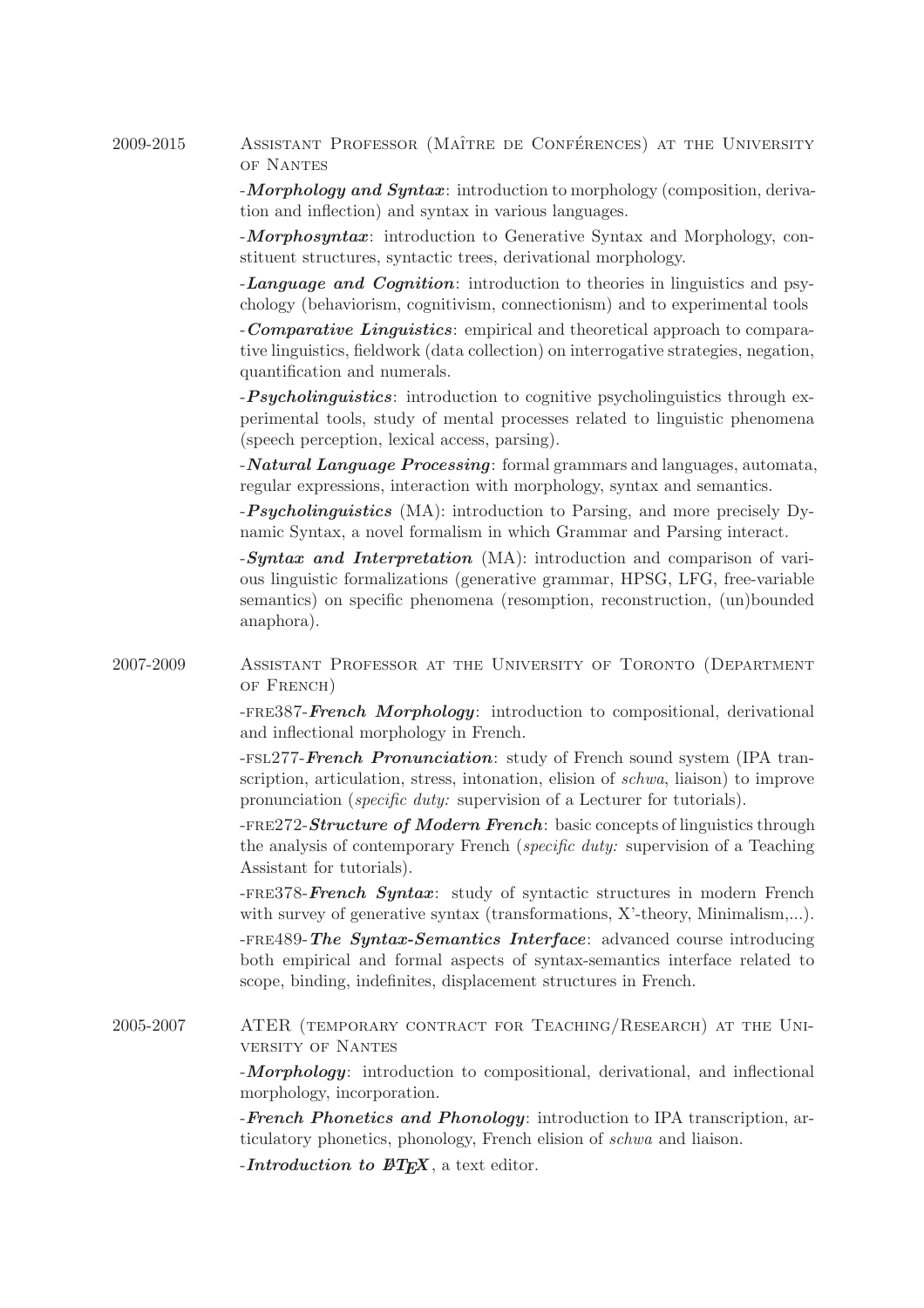2009-2015 ASSISTANT PROFESSOR (MAÎTRE DE CONFÉRENCES) AT THE UNIVERSITY OF NANTES

-***Morphology and Syntax***: introduction to morphology (composition, derivation and inflection) and syntax in various languages.

-***Morphosyntax***: introduction to Generative Syntax and Morphology, constituent structures, syntactic trees, derivational morphology.

-***Language and Cognition***: introduction to theories in linguistics and psychology (behaviorism, cognitivism, connectionism) and to experimental tools

-***Comparative Linguistics***: empirical and theoretical approach to comparative linguistics, fieldwork (data collection) on interrogative strategies, negation, quantification and numerals.

-***Psycholinguistics***: introduction to cognitive psycholinguistics through experimental tools, study of mental processes related to linguistic phenomena (speech perception, lexical access, parsing).

-***Natural Language Processing***: formal grammars and languages, automata, regular expressions, interaction with morphology, syntax and semantics.

-***Psycholinguistics*** (MA): introduction to Parsing, and more precisely Dynamic Syntax, a novel formalism in which Grammar and Parsing interact.

-***Syntax and Interpretation*** (MA): introduction and comparison of various linguistic formalizations (generative grammar, HPSG, LFG, free-variable semantics) on specific phenomena (resomption, reconstruction, (un)bounded anaphora).

2007-2009 ASSISTANT PROFESSOR AT THE UNIVERSITY OF TORONTO (DEPARTMENT OF FRENCH)

-FRE387-***French Morphology***: introduction to compositional, derivational and inflectional morphology in French.

-FSL277-***French Pronunciation***: study of French sound system (IPA transcription, articulation, stress, intonation, elision of *schwa*, liaison) to improve pronunciation (*specific duty:* supervision of a Lecturer for tutorials).

-FRE272-***Structure of Modern French***: basic concepts of linguistics through the analysis of contemporary French (*specific duty:* supervision of a Teaching Assistant for tutorials).

-FRE378-***French Syntax***: study of syntactic structures in modern French with survey of generative syntax (transformations, X'-theory, Minimalism,...).

-FRE489-***The Syntax-Semantics Interface***: advanced course introducing both empirical and formal aspects of syntax-semantics interface related to scope, binding, indefinites, displacement structures in French.

2005-2007 ATER (TEMPORARY CONTRACT FOR TEACHING/RESEARCH) AT THE UNIVERSITY OF NANTES

-***Morphology***: introduction to compositional, derivational, and inflectional morphology, incorporation.

-***French Phonetics and Phonology***: introduction to IPA transcription, articulatory phonetics, phonology, French elision of *schwa* and liaison.

-***Introduction to LaTeX***, a text editor.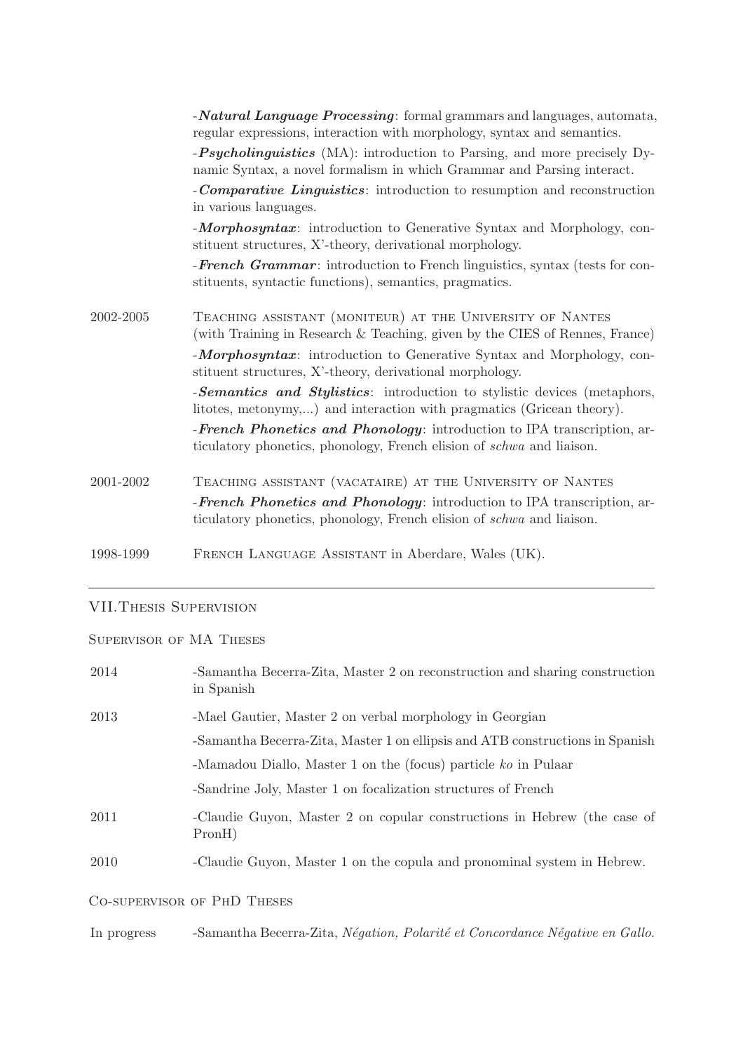-***Natural Language Processing***: formal grammars and languages, automata, regular expressions, interaction with morphology, syntax and semantics.

-***Psycholinguistics*** (MA): introduction to Parsing, and more precisely Dynamic Syntax, a novel formalism in which Grammar and Parsing interact.

-***Comparative Linguistics***: introduction to resumption and reconstruction in various languages.

-***Morphosyntax***: introduction to Generative Syntax and Morphology, constituent structures, X'-theory, derivational morphology.

-***French Grammar***: introduction to French linguistics, syntax (tests for constituents, syntactic functions), semantics, pragmatics.

**2002-2005** — Teaching assistant (moniteur) at the University of Nantes (with Training in Research & Teaching, given by the CIES of Rennes, France)

-***Morphosyntax***: introduction to Generative Syntax and Morphology, constituent structures, X'-theory, derivational morphology.

-***Semantics and Stylistics***: introduction to stylistic devices (metaphors, litotes, metonymy,...) and interaction with pragmatics (Gricean theory).

-***French Phonetics and Phonology***: introduction to IPA transcription, articulatory phonetics, phonology, French elision of *schwa* and liaison.

**2001-2002** — Teaching assistant (vacataire) at the University of Nantes

-***French Phonetics and Phonology***: introduction to IPA transcription, articulatory phonetics, phonology, French elision of *schwa* and liaison.

**1998-1999** — French Language Assistant in Aberdare, Wales (UK).

---

## VII. Thesis Supervision

### Supervisor of MA Theses

**2014**

-Samantha Becerra-Zita, Master 2 on reconstruction and sharing construction in Spanish

**2013**

-Mael Gautier, Master 2 on verbal morphology in Georgian

-Samantha Becerra-Zita, Master 1 on ellipsis and ATB constructions in Spanish

-Mamadou Diallo, Master 1 on the (focus) particle *ko* in Pulaar

-Sandrine Joly, Master 1 on focalization structures of French

**2011**

-Claudie Guyon, Master 2 on copular constructions in Hebrew (the case of PronH)

**2010**

-Claudie Guyon, Master 1 on the copula and pronominal system in Hebrew.

### Co-supervisor of PhD Theses

**In progress**

-Samantha Becerra-Zita, *Négation, Polarité et Concordance Négative en Gallo.*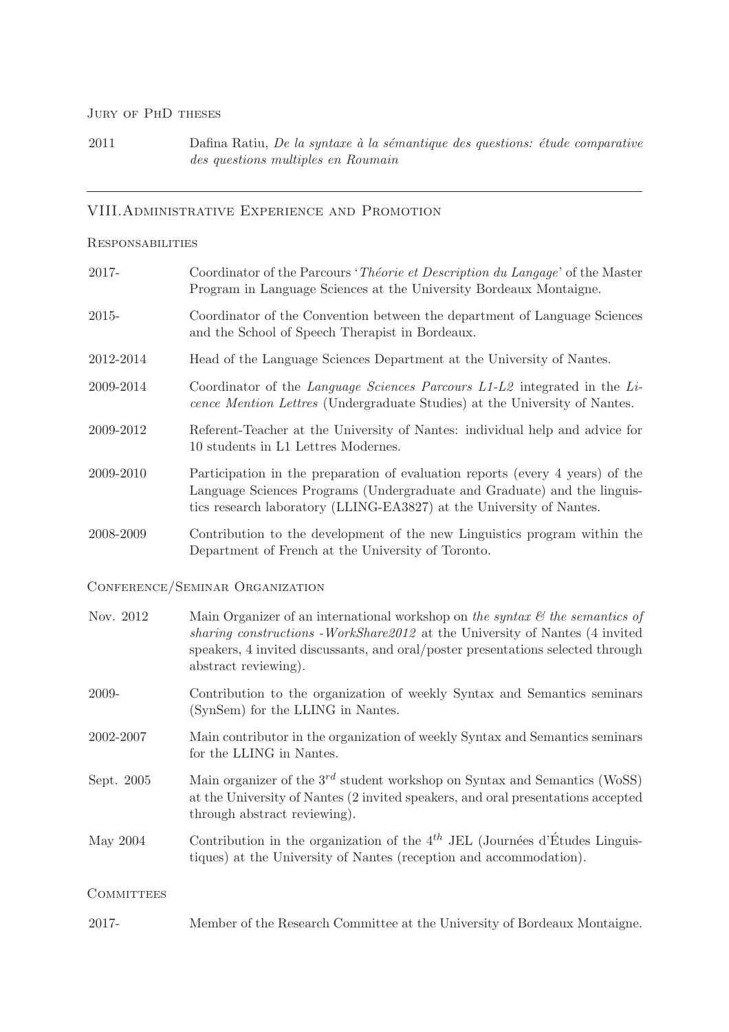#### Jury of PhD theses

2011 — Dafina Ratiu, *De la syntaxe à la sémantique des questions: étude comparative des questions multiples en Roumain*

---

## VIII. Administrative Experience and Promotion

#### Responsabilities

2017- — Coordinator of the Parcours '*Théorie et Description du Langage*' of the Master Program in Language Sciences at the University Bordeaux Montaigne.

2015- — Coordinator of the Convention between the department of Language Sciences and the School of Speech Therapist in Bordeaux.

2012-2014 — Head of the Language Sciences Department at the University of Nantes.

2009-2014 — Coordinator of the *Language Sciences Parcours L1-L2* integrated in the *Licence Mention Lettres* (Undergraduate Studies) at the University of Nantes.

2009-2012 — Referent-Teacher at the University of Nantes: individual help and advice for 10 students in L1 Lettres Modernes.

2009-2010 — Participation in the preparation of evaluation reports (every 4 years) of the Language Sciences Programs (Undergraduate and Graduate) and the linguistics research laboratory (LLING-EA3827) at the University of Nantes.

2008-2009 — Contribution to the development of the new Linguistics program within the Department of French at the University of Toronto.

#### Conference/Seminar Organization

Nov. 2012 — Main Organizer of an international workshop on *the syntax & the semantics of sharing constructions -WorkShare2012* at the University of Nantes (4 invited speakers, 4 invited discussants, and oral/poster presentations selected through abstract reviewing).

2009- — Contribution to the organization of weekly Syntax and Semantics seminars (SynSem) for the LLING in Nantes.

2002-2007 — Main contributor in the organization of weekly Syntax and Semantics seminars for the LLING in Nantes.

Sept. 2005 — Main organizer of the 3rd student workshop on Syntax and Semantics (WoSS) at the University of Nantes (2 invited speakers, and oral presentations accepted through abstract reviewing).

May 2004 — Contribution in the organization of the 4th JEL (Journées d'Études Linguistiques) at the University of Nantes (reception and accommodation).

#### Committees

2017- — Member of the Research Committee at the University of Bordeaux Montaigne.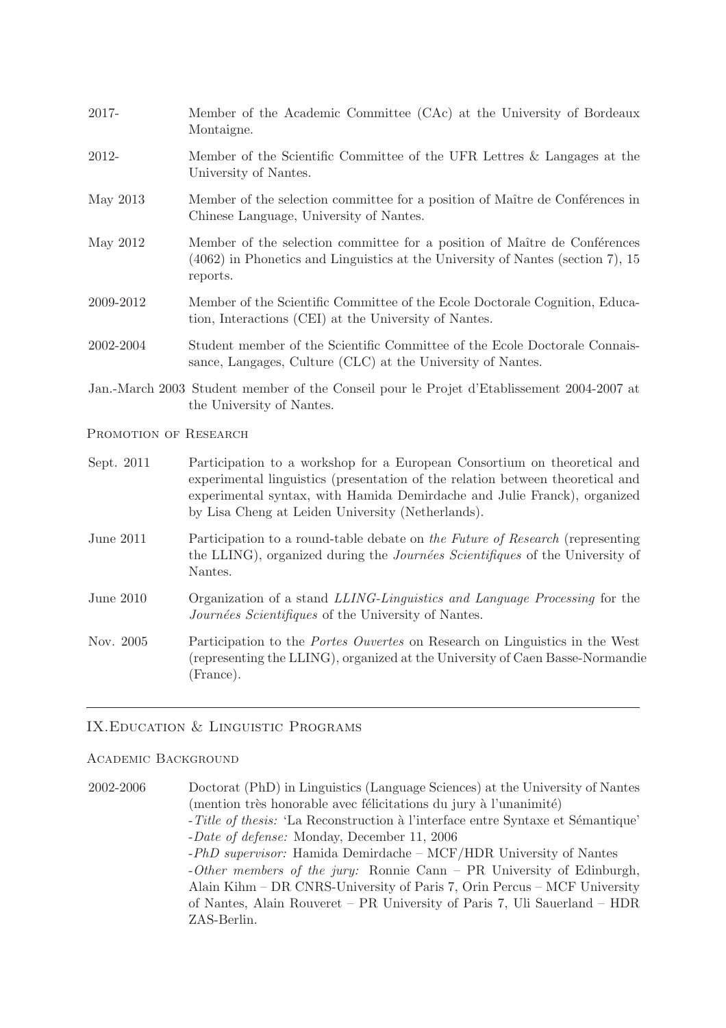2017- Member of the Academic Committee (CAc) at the University of Bordeaux Montaigne.

2012- Member of the Scientific Committee of the UFR Lettres & Langages at the University of Nantes.

May 2013 Member of the selection committee for a position of Maître de Conférences in Chinese Language, University of Nantes.

May 2012 Member of the selection committee for a position of Maître de Conférences (4062) in Phonetics and Linguistics at the University of Nantes (section 7), 15 reports.

2009-2012 Member of the Scientific Committee of the Ecole Doctorale Cognition, Education, Interactions (CEI) at the University of Nantes.

2002-2004 Student member of the Scientific Committee of the Ecole Doctorale Connaissance, Langages, Culture (CLC) at the University of Nantes.

Jan.-March 2003 Student member of the Conseil pour le Projet d'Etablissement 2004-2007 at the University of Nantes.

### Promotion of Research

Sept. 2011 Participation to a workshop for a European Consortium on theoretical and experimental linguistics (presentation of the relation between theoretical and experimental syntax, with Hamida Demirdache and Julie Franck), organized by Lisa Cheng at Leiden University (Netherlands).

June 2011 Participation to a round-table debate on *the Future of Research* (representing the LLING), organized during the *Journées Scientifiques* of the University of Nantes.

June 2010 Organization of a stand *LLING-Linguistics and Language Processing* for the *Journées Scientifiques* of the University of Nantes.

Nov. 2005 Participation to the *Portes Ouvertes* on Research on Linguistics in the West (representing the LLING), organized at the University of Caen Basse-Normandie (France).

---

## IX. Education & Linguistic Programs

### Academic Background

2002-2006 Doctorat (PhD) in Linguistics (Language Sciences) at the University of Nantes (mention très honorable avec félicitations du jury à l'unanimité)
- *Title of thesis:* 'La Reconstruction à l'interface entre Syntaxe et Sémantique'
- *Date of defense:* Monday, December 11, 2006
- *PhD supervisor:* Hamida Demirdache – MCF/HDR University of Nantes
- *Other members of the jury:* Ronnie Cann – PR University of Edinburgh, Alain Kihm – DR CNRS-University of Paris 7, Orin Percus – MCF University of Nantes, Alain Rouveret – PR University of Paris 7, Uli Sauerland – HDR ZAS-Berlin.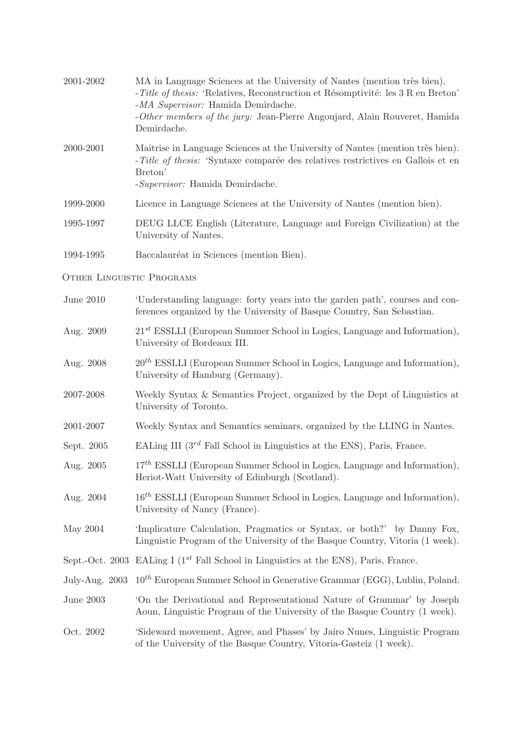2001-2002 MA in Language Sciences at the University of Nantes (mention très bien).
- *Title of thesis:* 'Relatives, Reconstruction et Résomptivité: les 3 R en Breton'
- *MA Supervisor:* Hamida Demirdache.
- *Other members of the jury:* Jean-Pierre Angoujard, Alain Rouveret, Hamida Demirdache.

2000-2001 Maîtrise in Language Sciences at the University of Nantes (mention très bien).
- *Title of thesis:* 'Syntaxe comparée des relatives restrictives en Gallois et en Breton'
- *Supervisor:* Hamida Demirdache.

1999-2000 Licence in Language Sciences at the University of Nantes (mention bien).

1995-1997 DEUG LLCE English (Literature, Language and Foreign Civilization) at the University of Nantes.

1994-1995 Baccalauréat in Sciences (mention Bien).

### Other Linguistic Programs

June 2010 'Understanding language: forty years into the garden path', courses and conferences organized by the University of Basque Country, San Sebastian.

Aug. 2009 21st ESSLLI (European Summer School in Logics, Language and Information), University of Bordeaux III.

Aug. 2008 20th ESSLLI (European Summer School in Logics, Language and Information), University of Hamburg (Germany).

2007-2008 Weekly Syntax & Semantics Project, organized by the Dept of Linguistics at University of Toronto.

2001-2007 Weekly Syntax and Semantics seminars, organized by the LLING in Nantes.

Sept. 2005 EALing III (3rd Fall School in Linguistics at the ENS), Paris, France.

Aug. 2005 17th ESSLLI (European Summer School in Logics, Language and Information), Heriot-Watt University of Edinburgh (Scotland).

Aug. 2004 16th ESSLLI (European Summer School in Logics, Language and Information), University of Nancy (France).

May 2004 'Implicature Calculation, Pragmatics or Syntax, or both?' by Danny Fox, Linguistic Program of the University of the Basque Country, Vitoria (1 week).

Sept.-Oct. 2003 EALing I (1st Fall School in Linguistics at the ENS), Paris, France.

July-Aug. 2003 10th European Summer School in Generative Grammar (EGG), Lublin, Poland.

June 2003 'On the Derivational and Representational Nature of Grammar' by Joseph Aoun, Linguistic Program of the University of the Basque Country (1 week).

Oct. 2002 'Sideward movement, Agree, and Phases' by Jairo Nunes, Linguistic Program of the University of the Basque Country, Vitoria-Gasteiz (1 week).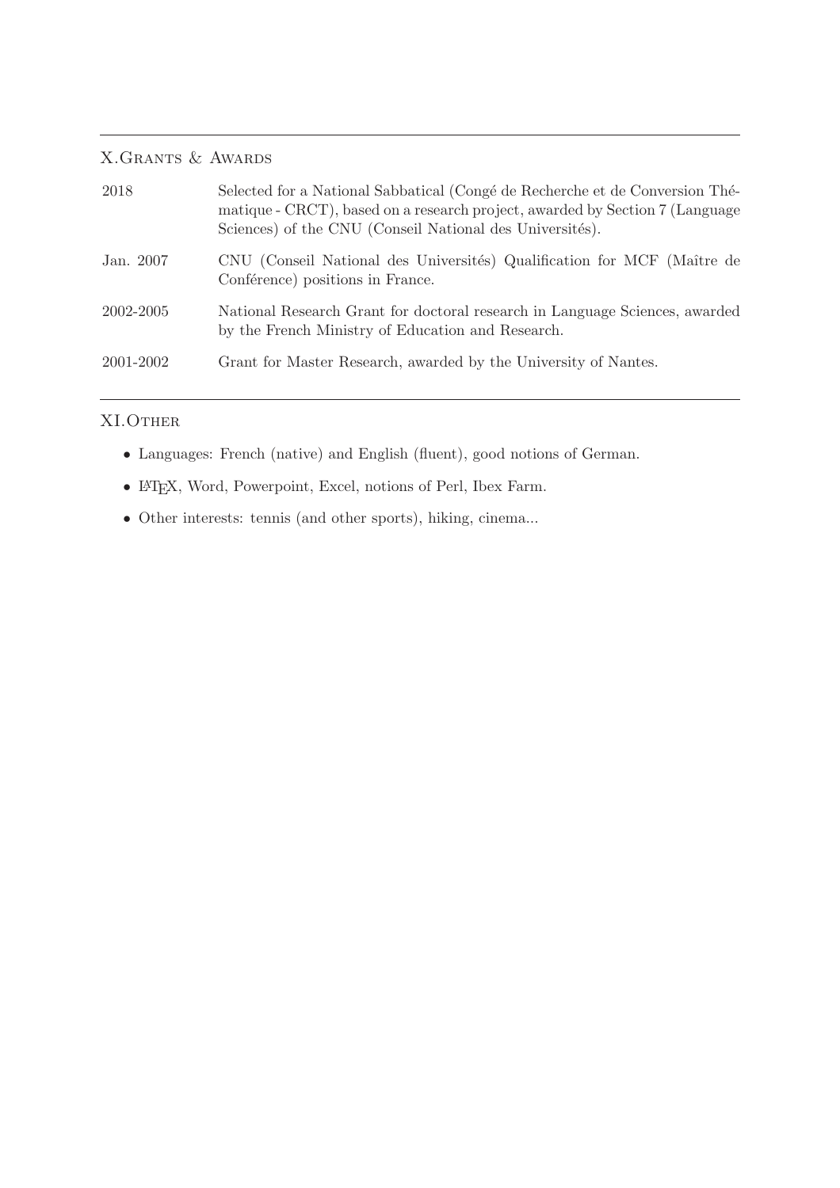## X. Grants & Awards

| | |
|---|---|
| 2018 | Selected for a National Sabbatical (Congé de Recherche et de Conversion Thématique - CRCT), based on a research project, awarded by Section 7 (Language Sciences) of the CNU (Conseil National des Universités). |
| Jan. 2007 | CNU (Conseil National des Universités) Qualification for MCF (Maître de Conférence) positions in France. |
| 2002-2005 | National Research Grant for doctoral research in Language Sciences, awarded by the French Ministry of Education and Research. |
| 2001-2002 | Grant for Master Research, awarded by the University of Nantes. |

## XI. Other

- Languages: French (native) and English (fluent), good notions of German.
- LaTeX, Word, Powerpoint, Excel, notions of Perl, Ibex Farm.
- Other interests: tennis (and other sports), hiking, cinema...